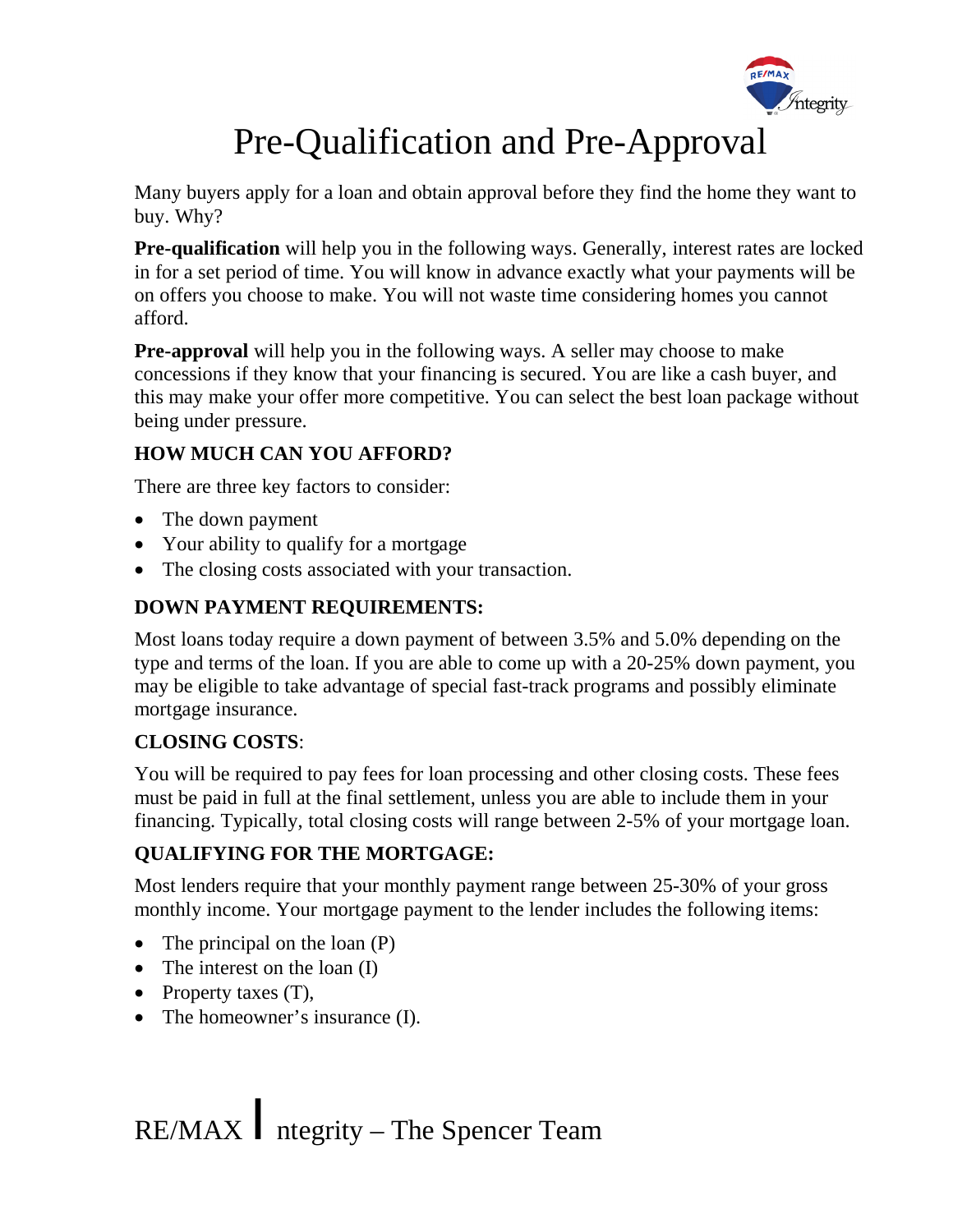# Pre-Qualification and Pre-Approval

Many buyers apply for a loan and obtain approval before they find the home they want to buy. Why?

**Pre-qualification** will help you in the following ways. Generally, interest rates are locked in for a set period of time. You will know in advance exactly what your payments will be on offers you choose to make. You will not waste time considering homes you cannot afford.

**Pre-approval** will help you in the following ways. A seller may choose to make concessions if they know that your financing is secured. You are like a cash buyer, and this may make your offer more competitive. You can select the best loan package without being under pressure.

## HOW MUCH CAN YOU AFFORD?

There are three key factors to consider:

- The down payment
- Your ability to qualify for a mortgage
- The closing costs associated with your transaction.

## DOWN PAYMENT REQUIREMENTS:

Most loans today require a down payment of between 3.5% and 5.0% depending on the type and terms of the loan. If you are able to come up with a 20-25% down payment, you may be eligible to take advantage of special fast-track programs and possibly eliminate mortgage insurance.

## CLOSING COSTS:

You will be required to pay fees for loan processing and other closing costs. These fees must be paid in full at the final settlement, unless you are able to include them in your financing. Typically, total closing costs will range between 2-5% of your mortgage loan.

## QUALIFYING FOR THE MORTGAGE:

Most lenders require that your monthly payment range between 25-30% of your gross monthly income. Your mortgage payment to the lender includes the following items:

- The principal on the loan (P)
- The interest on the loan (I)
- Property taxes (T),
- The homeowner's insurance (I).

RE/MAX Integrity – The Spencer Team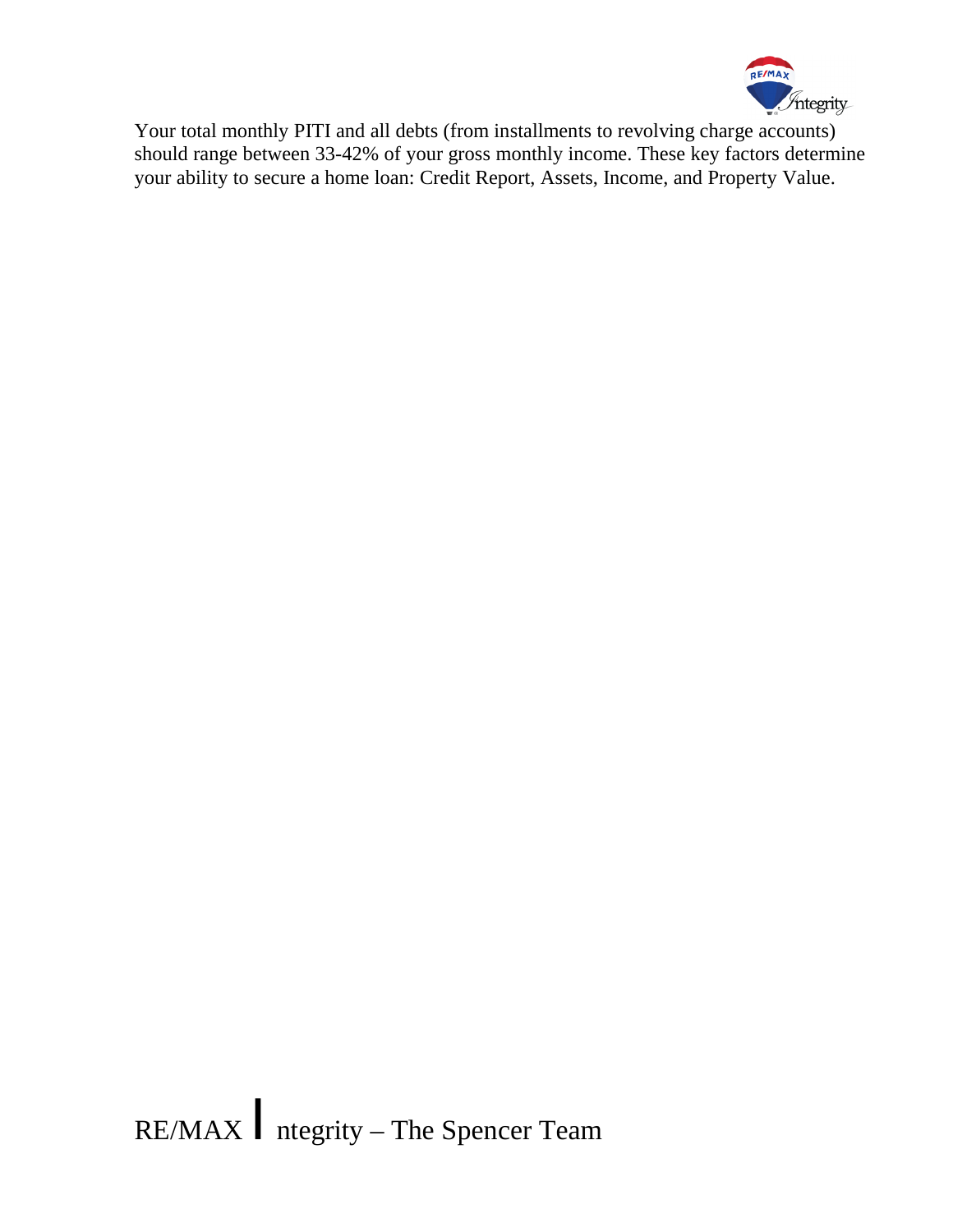Your total monthly PITI and all debts (from installments to revolving charge accounts) should range between 33-42% of your gross monthly income. These key factors determine your ability to secure a home loan: Credit Report, Assets, Income, and Property Value.